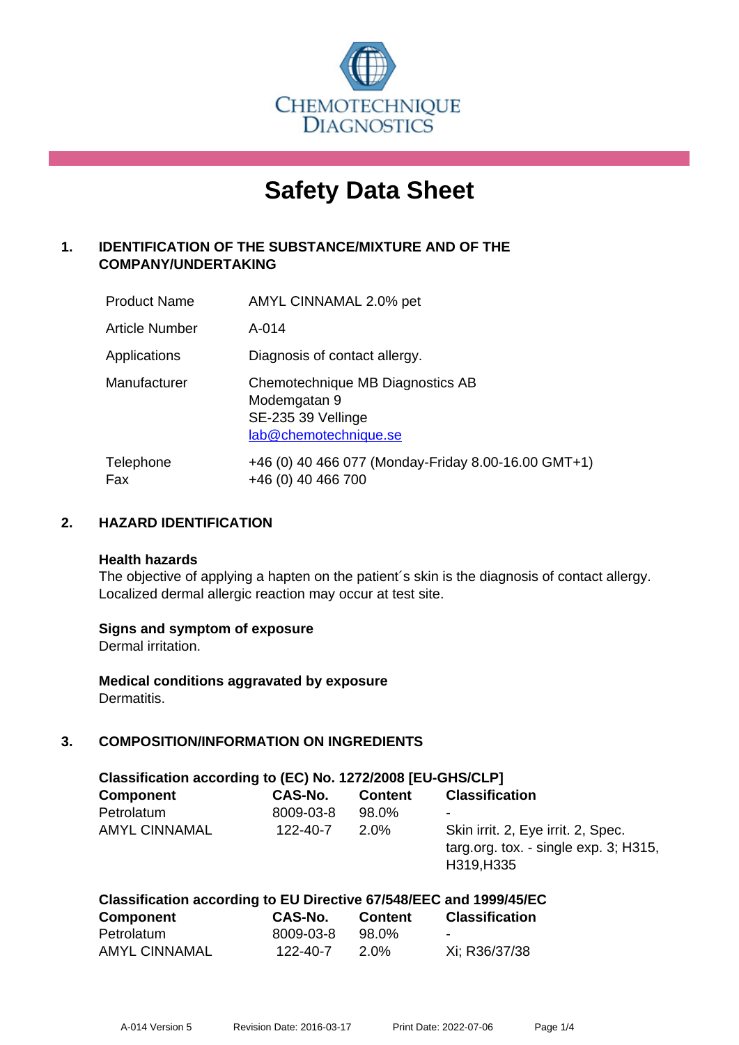CHEMOTECHNIQUE DIAGNOSTICS

# Safety Data Sheet

## 1. IDENTIFICATION OF THE SUBSTANCE/MIXTURE AND OF THE COMPANY/UNDERTAKING

| | |
|---|---|
| Product Name | AMYL CINNAMAL 2.0% pet |
| Article Number | A-014 |
| Applications | Diagnosis of contact allergy. |
| Manufacturer | Chemotechnique MB Diagnostics AB<br>Modemgatan 9<br>SE-235 39 Vellinge<br>lab@chemotechnique.se |
| Telephone<br>Fax | +46 (0) 40 466 077 (Monday-Friday 8.00-16.00 GMT+1)<br>+46 (0) 40 466 700 |

## 2. HAZARD IDENTIFICATION

**Health hazards**

The objective of applying a hapten on the patient´s skin is the diagnosis of contact allergy. Localized dermal allergic reaction may occur at test site.

**Signs and symptom of exposure**

Dermal irritation.

**Medical conditions aggravated by exposure**

Dermatitis.

## 3. COMPOSITION/INFORMATION ON INGREDIENTS

**Classification according to (EC) No. 1272/2008 [EU-GHS/CLP]**

| Component | CAS-No. | Content | Classification |
|---|---|---|---|
| Petrolatum | 8009-03-8 | 98.0% | - |
| AMYL CINNAMAL | 122-40-7 | 2.0% | Skin irrit. 2, Eye irrit. 2, Spec. targ.org. tox. - single exp. 3; H315, H319,H335 |

**Classification according to EU Directive 67/548/EEC and 1999/45/EC**

| Component | CAS-No. | Content | Classification |
|---|---|---|---|
| Petrolatum | 8009-03-8 | 98.0% | - |
| AMYL CINNAMAL | 122-40-7 | 2.0% | Xi; R36/37/38 |

A-014 Version 5 Revision Date: 2016-03-17 Print Date: 2022-07-06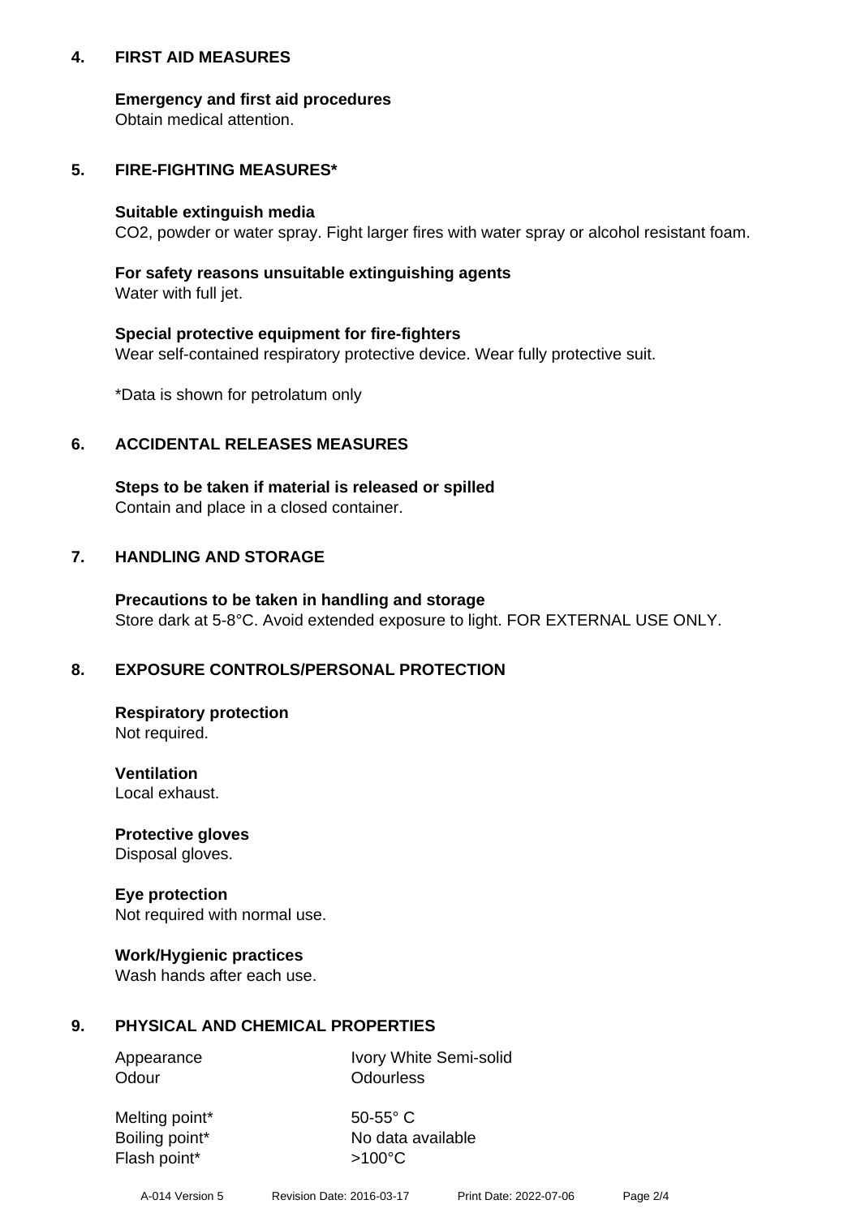## 4. FIRST AID MEASURES

**Emergency and first aid procedures**
Obtain medical attention.

## 5. FIRE-FIGHTING MEASURES*

**Suitable extinguish media**
$CO_2$, powder or water spray. Fight larger fires with water spray or alcohol resistant foam.

**For safety reasons unsuitable extinguishing agents**
Water with full jet.

**Special protective equipment for fire-fighters**
Wear self-contained respiratory protective device. Wear fully protective suit.

*Data is shown for petrolatum only

## 6. ACCIDENTAL RELEASES MEASURES

**Steps to be taken if material is released or spilled**
Contain and place in a closed container.

## 7. HANDLING AND STORAGE

**Precautions to be taken in handling and storage**
Store dark at 5-8°C. Avoid extended exposure to light. FOR EXTERNAL USE ONLY.

## 8. EXPOSURE CONTROLS/PERSONAL PROTECTION

**Respiratory protection**
Not required.

**Ventilation**
Local exhaust.

**Protective gloves**
Disposal gloves.

**Eye protection**
Not required with normal use.

**Work/Hygienic practices**
Wash hands after each use.

## 9. PHYSICAL AND CHEMICAL PROPERTIES

| | |
|---|---|
| Appearance | Ivory White Semi-solid |
| Odour | Odourless |
| Melting point* | 50-55° C |
| Boiling point* | No data available |
| Flash point* | >100°C |

A-014 Version 5 Revision Date: 2016-03-17 Print Date: 2022-07-06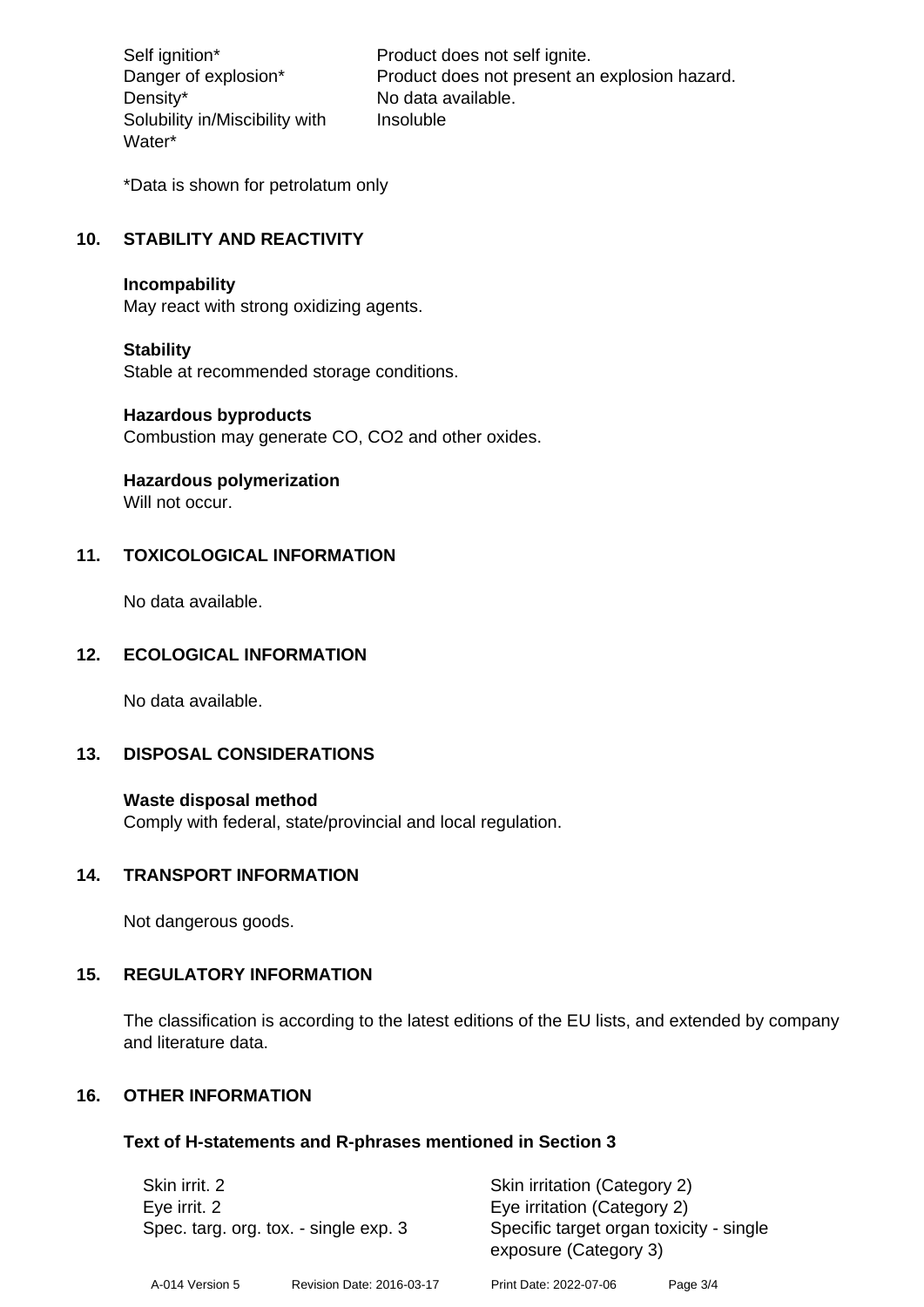| | |
|---|---|
| Self ignition* | Product does not self ignite. |
| Danger of explosion* | Product does not present an explosion hazard. |
| Density* | No data available. |
| Solubility in/Miscibility with Water* | Insoluble |

*Data is shown for petrolatum only

## 10. STABILITY AND REACTIVITY

**Incompability**
May react with strong oxidizing agents.

**Stability**
Stable at recommended storage conditions.

**Hazardous byproducts**
Combustion may generate CO, $CO_2$ and other oxides.

**Hazardous polymerization**
Will not occur.

## 11. TOXICOLOGICAL INFORMATION

No data available.

## 12. ECOLOGICAL INFORMATION

No data available.

## 13. DISPOSAL CONSIDERATIONS

**Waste disposal method**
Comply with federal, state/provincial and local regulation.

## 14. TRANSPORT INFORMATION

Not dangerous goods.

## 15. REGULATORY INFORMATION

The classification is according to the latest editions of the EU lists, and extended by company and literature data.

## 16. OTHER INFORMATION

### Text of H-statements and R-phrases mentioned in Section 3

| | |
|---|---|
| Skin irrit. 2 | Skin irritation (Category 2) |
| Eye irrit. 2 | Eye irritation (Category 2) |
| Spec. targ. org. tox. - single exp. 3 | Specific target organ toxicity - single exposure (Category 3) |

A-014 Version 5 Revision Date: 2016-03-17 Print Date: 2022-07-06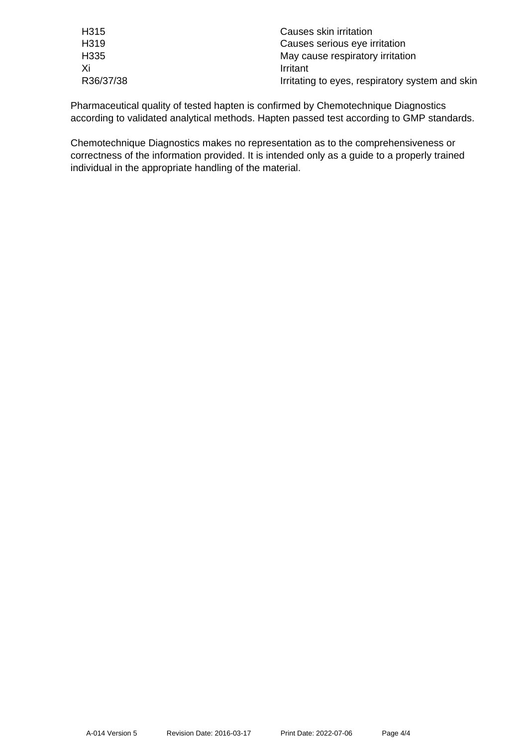| | |
|---|---|
| H315 | Causes skin irritation |
| H319 | Causes serious eye irritation |
| H335 | May cause respiratory irritation |
| Xi | Irritant |
| R36/37/38 | Irritating to eyes, respiratory system and skin |

Pharmaceutical quality of tested hapten is confirmed by Chemotechnique Diagnostics according to validated analytical methods. Hapten passed test according to GMP standards.

Chemotechnique Diagnostics makes no representation as to the comprehensiveness or correctness of the information provided. It is intended only as a guide to a properly trained individual in the appropriate handling of the material.